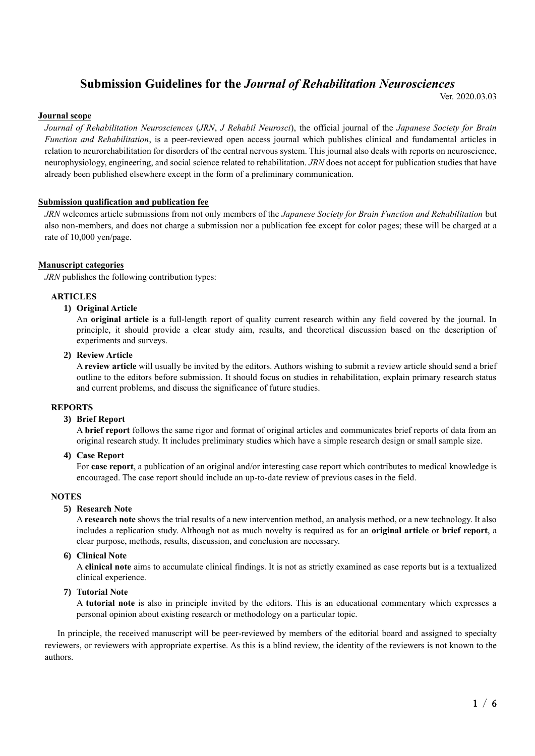# Submission Guidelines for the *Journal of Rehabilitation Neurosciences*

Ver. 2020.03.03

## Journal scope

*Journal of Rehabilitation Neurosciences* (*JRN*, *J Rehabil Neurosci*), the official journal of the *Japanese Society for Brain Function and Rehabilitation*, is a peer-reviewed open access journal which publishes clinical and fundamental articles in relation to neurorehabilitation for disorders of the central nervous system. This journal also deals with reports on neuroscience, neurophysiology, engineering, and social science related to rehabilitation. *JRN* does not accept for publication studies that have already been published elsewhere except in the form of a preliminary communication.

## Submission qualification and publication fee

*JRN* welcomes article submissions from not only members of the *Japanese Society for Brain Function and Rehabilitation* but also non-members, and does not charge a submission nor a publication fee except for color pages; these will be charged at a rate of 10,000 yen/page.

## Manuscript categories

*JRN* publishes the following contribution types:

### ARTICLES

**1) Original Article**

An **original article** is a full-length report of quality current research within any field covered by the journal. In principle, it should provide a clear study aim, results, and theoretical discussion based on the description of experiments and surveys.

**2) Review Article**

A **review article** will usually be invited by the editors. Authors wishing to submit a review article should send a brief outline to the editors before submission. It should focus on studies in rehabilitation, explain primary research status and current problems, and discuss the significance of future studies.

### REPORTS

**3) Brief Report**

A **brief report** follows the same rigor and format of original articles and communicates brief reports of data from an original research study. It includes preliminary studies which have a simple research design or small sample size.

**4) Case Report**

For **case report**, a publication of an original and/or interesting case report which contributes to medical knowledge is encouraged. The case report should include an up-to-date review of previous cases in the field.

### NOTES

**5) Research Note**

A **research note** shows the trial results of a new intervention method, an analysis method, or a new technology. It also includes a replication study. Although not as much novelty is required as for an **original article** or **brief report**, a clear purpose, methods, results, discussion, and conclusion are necessary.

**6) Clinical Note**

A **clinical note** aims to accumulate clinical findings. It is not as strictly examined as case reports but is a textualized clinical experience.

**7) Tutorial Note**

A **tutorial note** is also in principle invited by the editors. This is an educational commentary which expresses a personal opinion about existing research or methodology on a particular topic.

In principle, the received manuscript will be peer-reviewed by members of the editorial board and assigned to specialty reviewers, or reviewers with appropriate expertise. As this is a blind review, the identity of the reviewers is not known to the authors.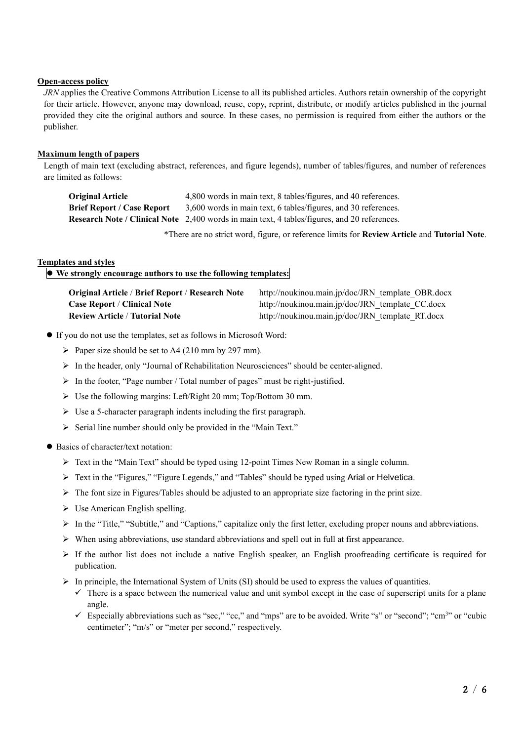## Open-access policy

*JRN* applies the Creative Commons Attribution License to all its published articles. Authors retain ownership of the copyright for their article. However, anyone may download, reuse, copy, reprint, distribute, or modify articles published in the journal provided they cite the original authors and source. In these cases, no permission is required from either the authors or the publisher.

## Maximum length of papers

Length of main text (excluding abstract, references, and figure legends), number of tables/figures, and number of references are limited as follows:

| | |
|---|---|
| **Original Article** | 4,800 words in main text, 8 tables/figures, and 40 references. |
| **Brief Report / Case Report** | 3,600 words in main text, 6 tables/figures, and 30 references. |
| **Research Note / Clinical Note** | 2,400 words in main text, 4 tables/figures, and 20 references. |

*There are no strict word, figure, or reference limits for **Review Article** and **Tutorial Note**.

## Templates and styles

- **We strongly encourage authors to use the following templates:**

| | |
|---|---|
| **Original Article** / **Brief Report** / **Research Note** | http://noukinou.main.jp/doc/JRN_template_OBR.docx |
| **Case Report** / **Clinical Note** | http://noukinou.main.jp/doc/JRN_template_CC.docx |
| **Review Article** / **Tutorial Note** | http://noukinou.main.jp/doc/JRN_template_RT.docx |

- If you do not use the templates, set as follows in Microsoft Word:
  - Paper size should be set to A4 (210 mm by 297 mm).
  - In the header, only "Journal of Rehabilitation Neurosciences" should be center-aligned.
  - In the footer, "Page number / Total number of pages" must be right-justified.
  - Use the following margins: Left/Right 20 mm; Top/Bottom 30 mm.
  - Use a 5-character paragraph indents including the first paragraph.
  - Serial line number should only be provided in the "Main Text."

- Basics of character/text notation:
  - Text in the "Main Text" should be typed using 12-point Times New Roman in a single column.
  - Text in the "Figures," "Figure Legends," and "Tables" should be typed using Arial or Helvetica.
  - The font size in Figures/Tables should be adjusted to an appropriate size factoring in the print size.
  - Use American English spelling.
  - In the "Title," "Subtitle," and "Captions," capitalize only the first letter, excluding proper nouns and abbreviations.
  - When using abbreviations, use standard abbreviations and spell out in full at first appearance.
  - If the author list does not include a native English speaker, an English proofreading certificate is required for publication.
  - In principle, the International System of Units (SI) should be used to express the values of quantities.
    - There is a space between the numerical value and unit symbol except in the case of superscript units for a plane angle.
    - Especially abbreviations such as "sec," "cc," and "mps" are to be avoided. Write "s" or "second"; "$cm^3$" or "cubic centimeter"; "m/s" or "meter per second," respectively.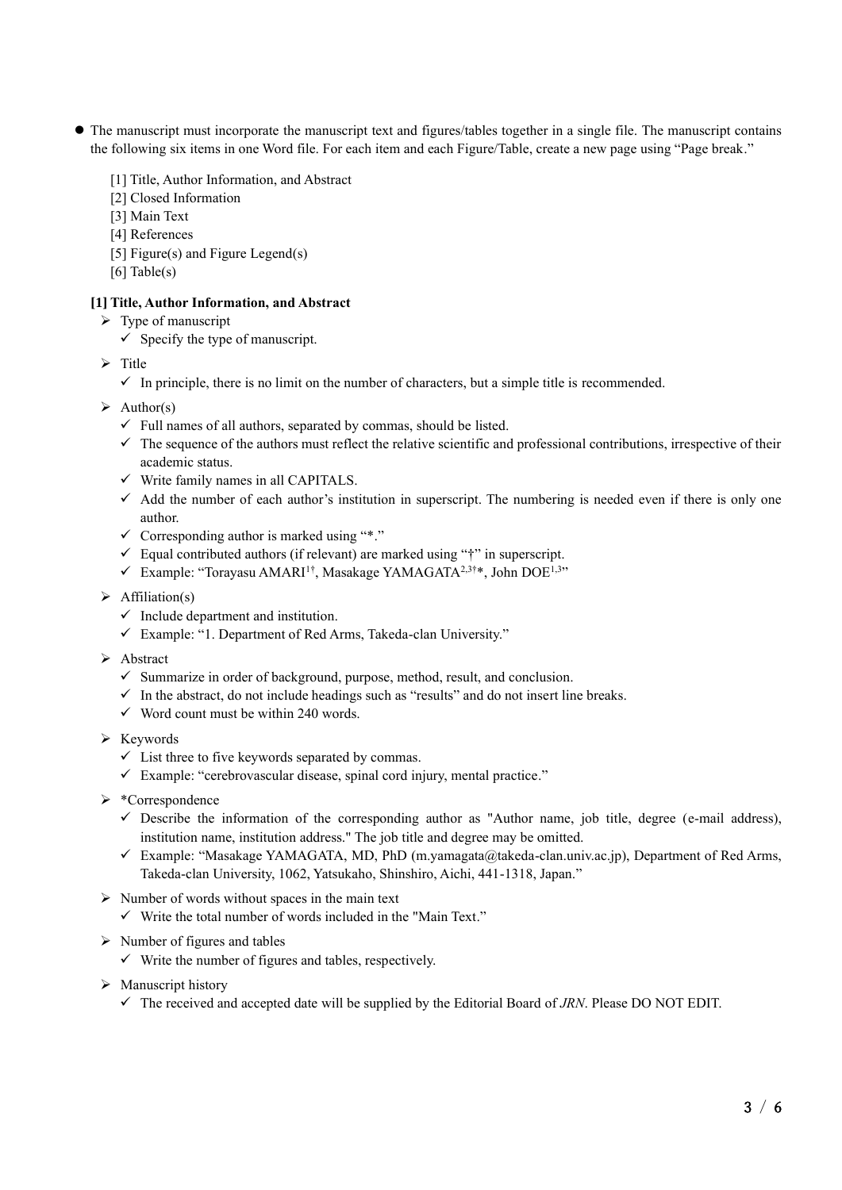- The manuscript must incorporate the manuscript text and figures/tables together in a single file. The manuscript contains the following six items in one Word file. For each item and each Figure/Table, create a new page using "Page break."

  [1] Title, Author Information, and Abstract
  [2] Closed Information
  [3] Main Text
  [4] References
  [5] Figure(s) and Figure Legend(s)
  [6] Table(s)

**[1] Title, Author Information, and Abstract**

- Type of manuscript
  - ✓ Specify the type of manuscript.
- Title
  - ✓ In principle, there is no limit on the number of characters, but a simple title is recommended.
- Author(s)
  - ✓ Full names of all authors, separated by commas, should be listed.
  - ✓ The sequence of the authors must reflect the relative scientific and professional contributions, irrespective of their academic status.
  - ✓ Write family names in all CAPITALS.
  - ✓ Add the number of each author's institution in superscript. The numbering is needed even if there is only one author.
  - ✓ Corresponding author is marked using "*."
  - ✓ Equal contributed authors (if relevant) are marked using "†" in superscript.
  - ✓ Example: "Torayasu AMARI[1†], Masakage YAMAGATA[2,3†]*, John DOE[1,3]"
- Affiliation(s)
  - ✓ Include department and institution.
  - ✓ Example: "1. Department of Red Arms, Takeda-clan University."
- Abstract
  - ✓ Summarize in order of background, purpose, method, result, and conclusion.
  - ✓ In the abstract, do not include headings such as "results" and do not insert line breaks.
  - ✓ Word count must be within 240 words.
- Keywords
  - ✓ List three to five keywords separated by commas.
  - ✓ Example: "cerebrovascular disease, spinal cord injury, mental practice."
- *Correspondence
  - ✓ Describe the information of the corresponding author as "Author name, job title, degree (e-mail address), institution name, institution address." The job title and degree may be omitted.
  - ✓ Example: "Masakage YAMAGATA, MD, PhD (m.yamagata@takeda-clan.univ.ac.jp), Department of Red Arms, Takeda-clan University, 1062, Yatsukaho, Shinshiro, Aichi, 441-1318, Japan."
- Number of words without spaces in the main text
  - ✓ Write the total number of words included in the "Main Text."
- Number of figures and tables
  - ✓ Write the number of figures and tables, respectively.
- Manuscript history
  - ✓ The received and accepted date will be supplied by the Editorial Board of *JRN*. Please DO NOT EDIT.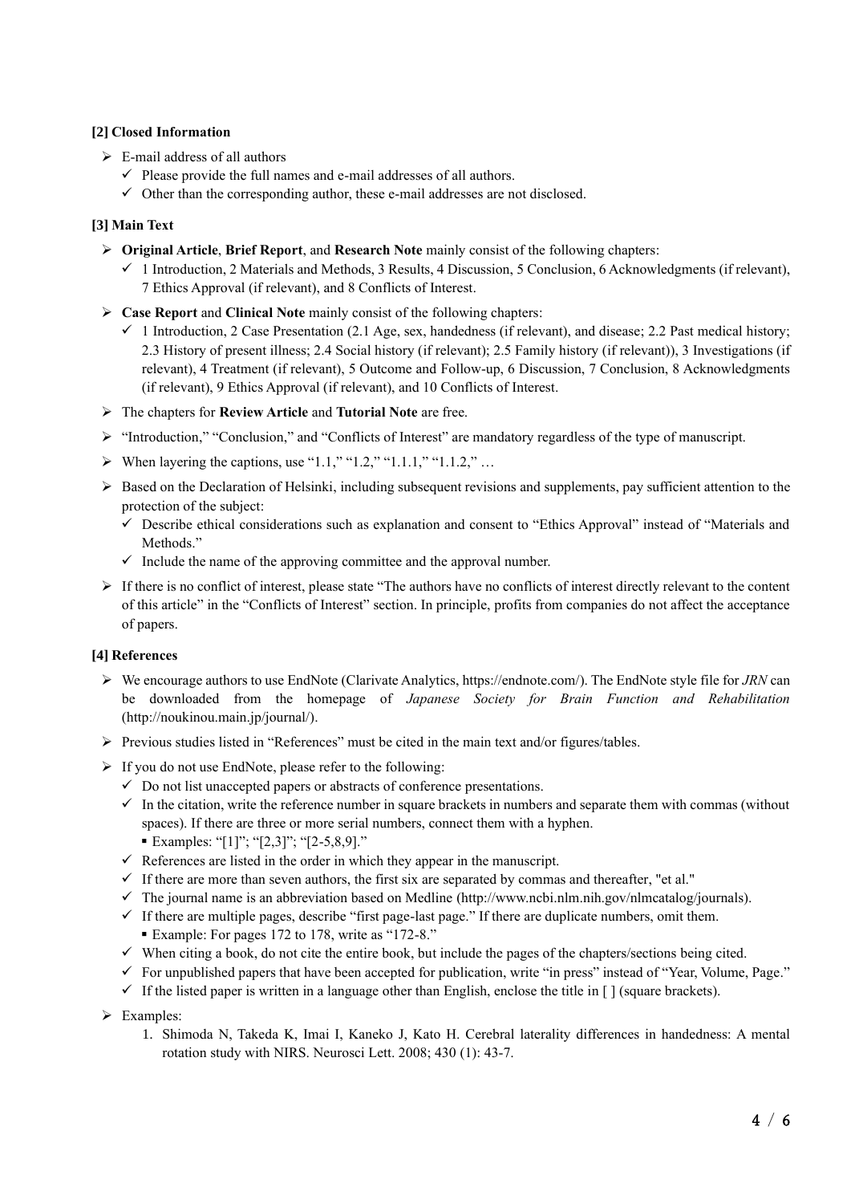**[2] Closed Information**

- E-mail address of all authors
  - Please provide the full names and e-mail addresses of all authors.
  - Other than the corresponding author, these e-mail addresses are not disclosed.

**[3] Main Text**

- **Original Article**, **Brief Report**, and **Research Note** mainly consist of the following chapters:
  - 1 Introduction, 2 Materials and Methods, 3 Results, 4 Discussion, 5 Conclusion, 6 Acknowledgments (if relevant), 7 Ethics Approval (if relevant), and 8 Conflicts of Interest.
- **Case Report** and **Clinical Note** mainly consist of the following chapters:
  - 1 Introduction, 2 Case Presentation (2.1 Age, sex, handedness (if relevant), and disease; 2.2 Past medical history; 2.3 History of present illness; 2.4 Social history (if relevant); 2.5 Family history (if relevant)), 3 Investigations (if relevant), 4 Treatment (if relevant), 5 Outcome and Follow-up, 6 Discussion, 7 Conclusion, 8 Acknowledgments (if relevant), 9 Ethics Approval (if relevant), and 10 Conflicts of Interest.
- The chapters for **Review Article** and **Tutorial Note** are free.
- "Introduction," "Conclusion," and "Conflicts of Interest" are mandatory regardless of the type of manuscript.
- When layering the captions, use "1.1," "1.2," "1.1.1," "1.1.2," …
- Based on the Declaration of Helsinki, including subsequent revisions and supplements, pay sufficient attention to the protection of the subject:
  - Describe ethical considerations such as explanation and consent to "Ethics Approval" instead of "Materials and Methods."
  - Include the name of the approving committee and the approval number.
- If there is no conflict of interest, please state "The authors have no conflicts of interest directly relevant to the content of this article" in the "Conflicts of Interest" section. In principle, profits from companies do not affect the acceptance of papers.

**[4] References**

- We encourage authors to use EndNote (Clarivate Analytics, https://endnote.com/). The EndNote style file for *JRN* can be downloaded from the homepage of *Japanese Society for Brain Function and Rehabilitation* (http://noukinou.main.jp/journal/).
- Previous studies listed in "References" must be cited in the main text and/or figures/tables.
- If you do not use EndNote, please refer to the following:
  - Do not list unaccepted papers or abstracts of conference presentations.
  - In the citation, write the reference number in square brackets in numbers and separate them with commas (without spaces). If there are three or more serial numbers, connect them with a hyphen.
    - Examples: "[1]"; "[2,3]"; "[2-5,8,9]."
  - References are listed in the order in which they appear in the manuscript.
  - If there are more than seven authors, the first six are separated by commas and thereafter, "et al."
  - The journal name is an abbreviation based on Medline (http://www.ncbi.nlm.nih.gov/nlmcatalog/journals).
  - If there are multiple pages, describe "first page-last page." If there are duplicate numbers, omit them.
    - Example: For pages 172 to 178, write as "172-8."
  - When citing a book, do not cite the entire book, but include the pages of the chapters/sections being cited.
  - For unpublished papers that have been accepted for publication, write "in press" instead of "Year, Volume, Page."
  - If the listed paper is written in a language other than English, enclose the title in [ ] (square brackets).
- Examples:
  1. Shimoda N, Takeda K, Imai I, Kaneko J, Kato H. Cerebral laterality differences in handedness: A mental rotation study with NIRS. Neurosci Lett. 2008; 430 (1): 43-7.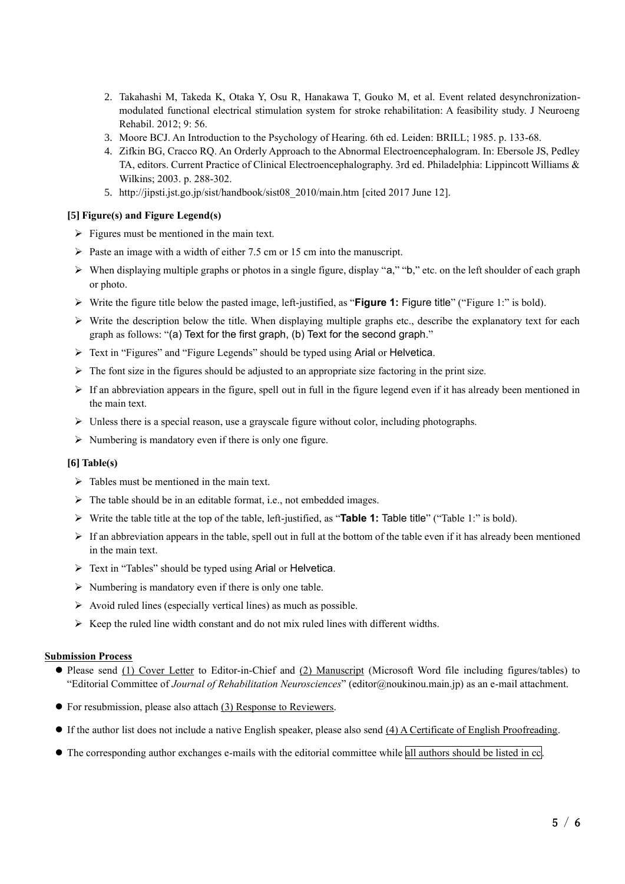2. Takahashi M, Takeda K, Otaka Y, Osu R, Hanakawa T, Gouko M, et al. Event related desynchronization-modulated functional electrical stimulation system for stroke rehabilitation: A feasibility study. J Neuroeng Rehabil. 2012; 9: 56.
3. Moore BCJ. An Introduction to the Psychology of Hearing. 6th ed. Leiden: BRILL; 1985. p. 133-68.
4. Zifkin BG, Cracco RQ. An Orderly Approach to the Abnormal Electroencephalogram. In: Ebersole JS, Pedley TA, editors. Current Practice of Clinical Electroencephalography. 3rd ed. Philadelphia: Lippincott Williams & Wilkins; 2003. p. 288-302.
5. http://jipsti.jst.go.jp/sist/handbook/sist08_2010/main.htm [cited 2017 June 12].

**[5] Figure(s) and Figure Legend(s)**

- Figures must be mentioned in the main text.
- Paste an image with a width of either 7.5 cm or 15 cm into the manuscript.
- When displaying multiple graphs or photos in a single figure, display "a," "b," etc. on the left shoulder of each graph or photo.
- Write the figure title below the pasted image, left-justified, as "**Figure 1:** Figure title" ("Figure 1:" is bold).
- Write the description below the title. When displaying multiple graphs etc., describe the explanatory text for each graph as follows: "(a) Text for the first graph, (b) Text for the second graph."
- Text in "Figures" and "Figure Legends" should be typed using Arial or Helvetica.
- The font size in the figures should be adjusted to an appropriate size factoring in the print size.
- If an abbreviation appears in the figure, spell out in full in the figure legend even if it has already been mentioned in the main text.
- Unless there is a special reason, use a grayscale figure without color, including photographs.
- Numbering is mandatory even if there is only one figure.

**[6] Table(s)**

- Tables must be mentioned in the main text.
- The table should be in an editable format, i.e., not embedded images.
- Write the table title at the top of the table, left-justified, as "**Table 1:** Table title" ("Table 1:" is bold).
- If an abbreviation appears in the table, spell out in full at the bottom of the table even if it has already been mentioned in the main text.
- Text in "Tables" should be typed using Arial or Helvetica.
- Numbering is mandatory even if there is only one table.
- Avoid ruled lines (especially vertical lines) as much as possible.
- Keep the ruled line width constant and do not mix ruled lines with different widths.

**Submission Process**

- Please send (1) Cover Letter to Editor-in-Chief and (2) Manuscript (Microsoft Word file including figures/tables) to "Editorial Committee of *Journal of Rehabilitation Neurosciences*" (editor@noukinou.main.jp) as an e-mail attachment.
- For resubmission, please also attach (3) Response to Reviewers.
- If the author list does not include a native English speaker, please also send (4) A Certificate of English Proofreading.
- The corresponding author exchanges e-mails with the editorial committee while all authors should be listed in cc.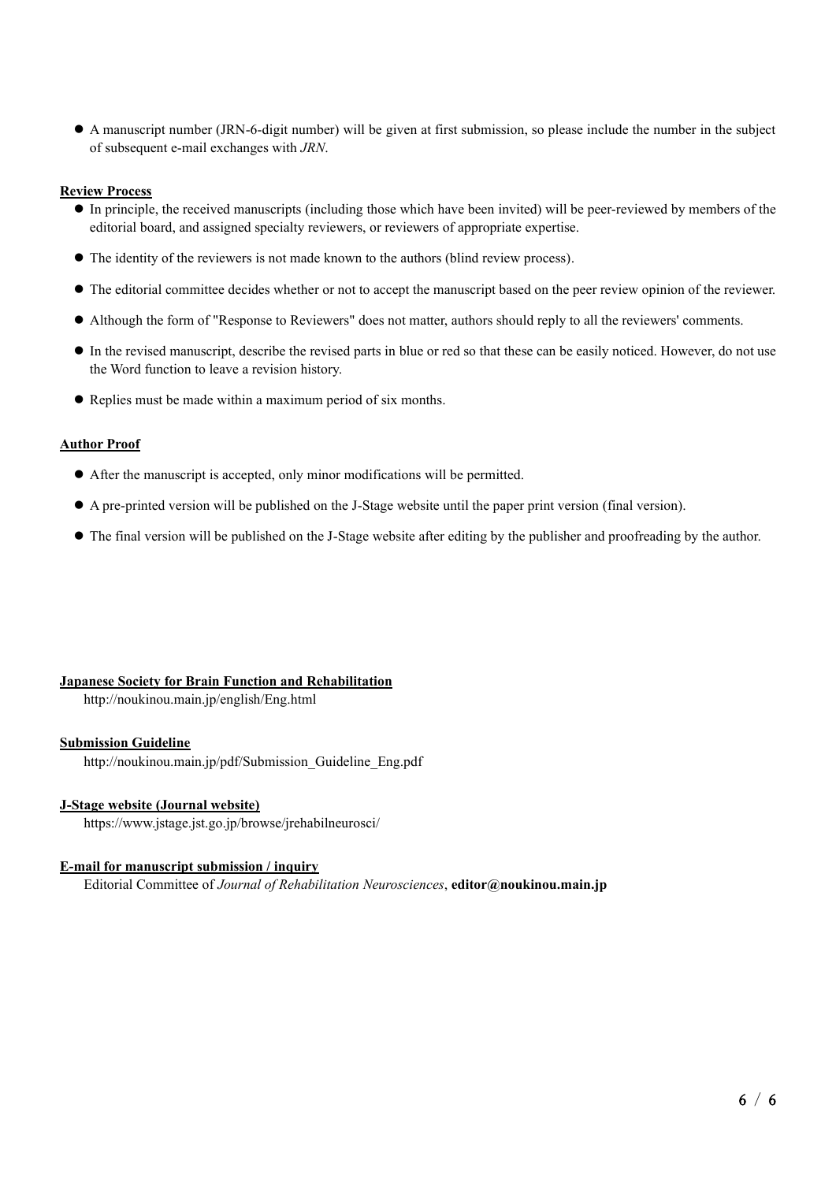- A manuscript number (JRN-6-digit number) will be given at first submission, so please include the number in the subject of subsequent e-mail exchanges with *JRN*.

**Review Process**

- In principle, the received manuscripts (including those which have been invited) will be peer-reviewed by members of the editorial board, and assigned specialty reviewers, or reviewers of appropriate expertise.
- The identity of the reviewers is not made known to the authors (blind review process).
- The editorial committee decides whether or not to accept the manuscript based on the peer review opinion of the reviewer.
- Although the form of "Response to Reviewers" does not matter, authors should reply to all the reviewers' comments.
- In the revised manuscript, describe the revised parts in blue or red so that these can be easily noticed. However, do not use the Word function to leave a revision history.
- Replies must be made within a maximum period of six months.

**Author Proof**

- After the manuscript is accepted, only minor modifications will be permitted.
- A pre-printed version will be published on the J-Stage website until the paper print version (final version).
- The final version will be published on the J-Stage website after editing by the publisher and proofreading by the author.

**Japanese Society for Brain Function and Rehabilitation**

http://noukinou.main.jp/english/Eng.html

**Submission Guideline**

http://noukinou.main.jp/pdf/Submission_Guideline_Eng.pdf

**J-Stage website (Journal website)**

https://www.jstage.jst.go.jp/browse/jrehabilneurosci/

**E-mail for manuscript submission / inquiry**

Editorial Committee of *Journal of Rehabilitation Neurosciences*, **editor@noukinou.main.jp**